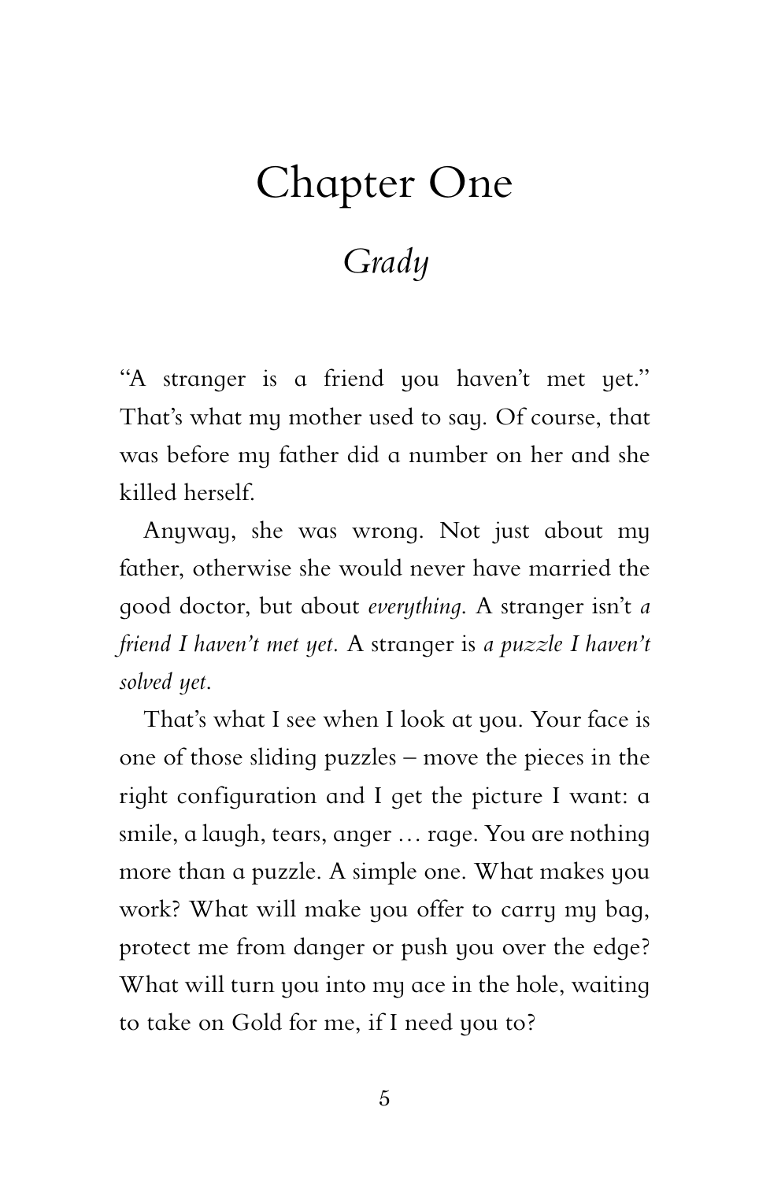# Chapter One

## *Grady*

"A stranger is a friend you haven't met yet." That's what my mother used to say. Of course, that was before my father did a number on her and she killed herself.

Anyway, she was wrong. Not just about my father, otherwise she would never have married the good doctor, but about *everything.* A stranger isn't *a friend I haven't met yet.* A stranger is *a puzzle I haven't solved yet.*

That's what I see when I look at you. Your face is one of those sliding puzzles – move the pieces in the right configuration and I get the picture I want: a smile, a laugh, tears, anger … rage. You are nothing more than a puzzle. A simple one. What makes you work? What will make you offer to carry my bag, protect me from danger or push you over the edge? What will turn you into my ace in the hole, waiting to take on Gold for me, if I need you to?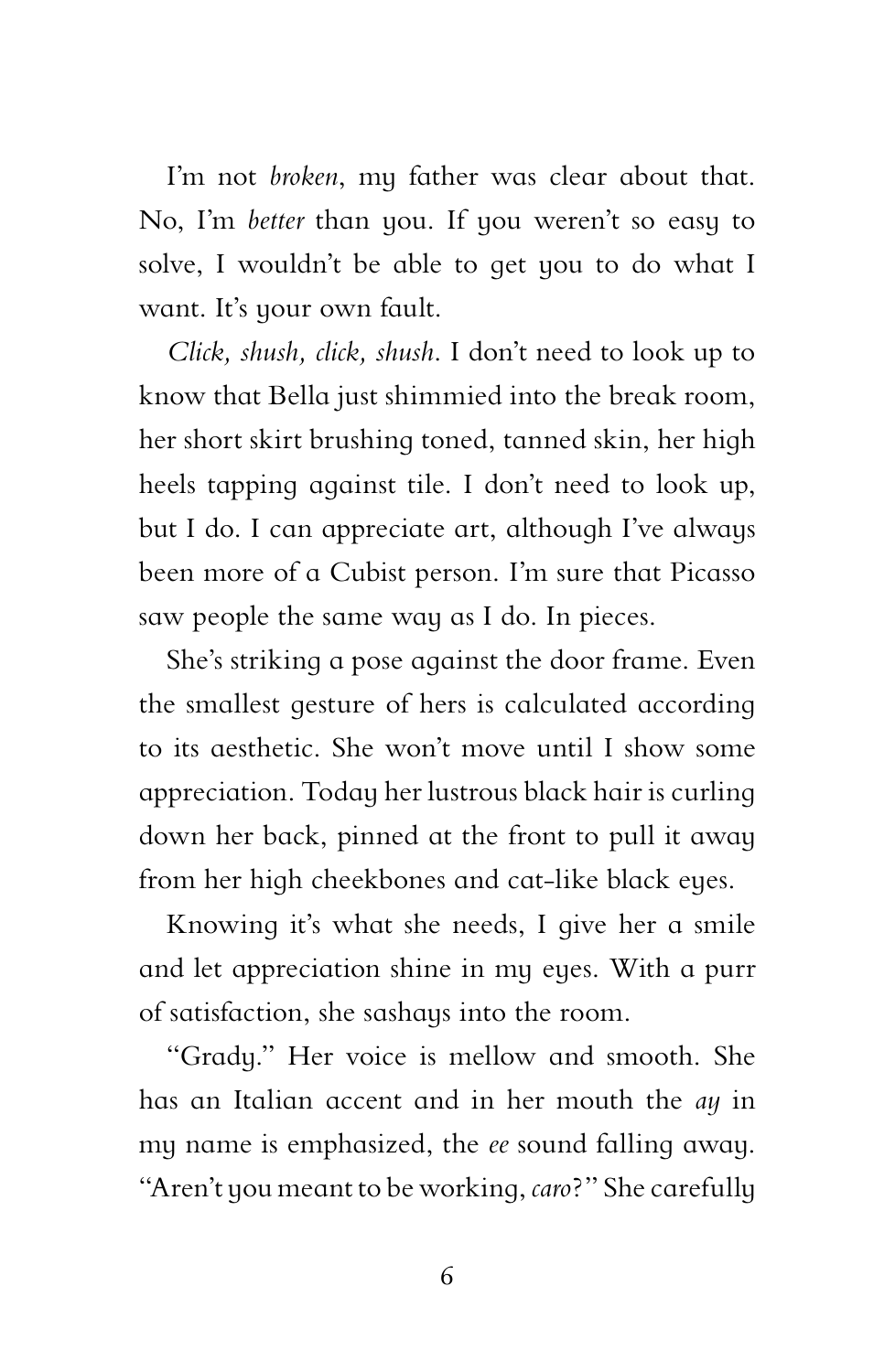I'm not *broken*, my father was clear about that. No, I'm *better* than you. If you weren't so easy to solve, I wouldn't be able to get you to do what I want. It's your own fault.

*Click, shush, click, shush.* I don't need to look up to know that Bella just shimmied into the break room, her short skirt brushing toned, tanned skin, her high heels tapping against tile. I don't need to look up, but I do. I can appreciate art, although I've always been more of a Cubist person. I'm sure that Picasso saw people the same way as I do. In pieces.

She's striking a pose against the door frame. Even the smallest gesture of hers is calculated according to its aesthetic. She won't move until I show some appreciation. Today her lustrous black hair is curling down her back, pinned at the front to pull it away from her high cheekbones and cat-like black eyes.

Knowing it's what she needs, I give her a smile and let appreciation shine in my eyes. With a purr of satisfaction, she sashays into the room.

"Grady." Her voice is mellow and smooth. She has an Italian accent and in her mouth the *ay* in my name is emphasized, the *ee* sound falling away. "Aren't you meant to be working, *caro*?" She carefully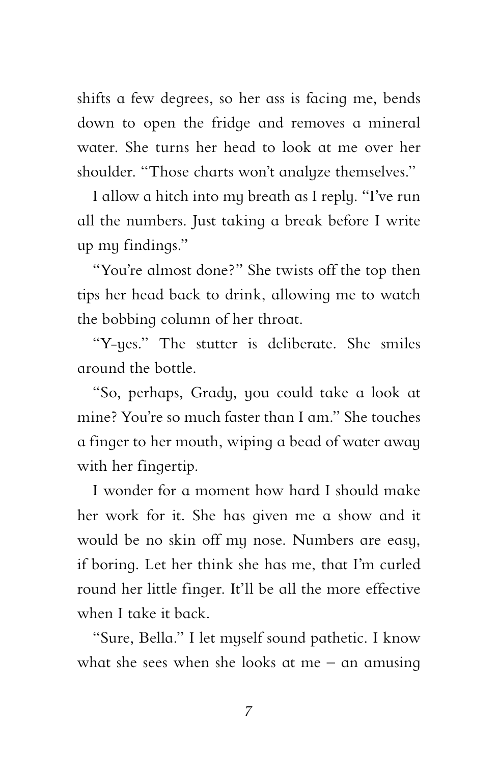shifts a few degrees, so her ass is facing me, bends down to open the fridge and removes a mineral water. She turns her head to look at me over her shoulder. "Those charts won't analyze themselves."

I allow a hitch into my breath as I reply. "I've run all the numbers. Just taking a break before I write up my findings."

"You're almost done?" She twists off the top then tips her head back to drink, allowing me to watch the bobbing column of her throat.

"Y-yes." The stutter is deliberate. She smiles around the bottle.

"So, perhaps, Grady, you could take a look at mine? You're so much faster than I am." She touches a finger to her mouth, wiping a bead of water away with her fingertip.

I wonder for a moment how hard I should make her work for it. She has given me a show and it would be no skin off my nose. Numbers are easy, if boring. Let her think she has me, that I'm curled round her little finger. It'll be all the more effective when I take it back.

"Sure, Bella." I let myself sound pathetic. I know what she sees when she looks at me – an amusing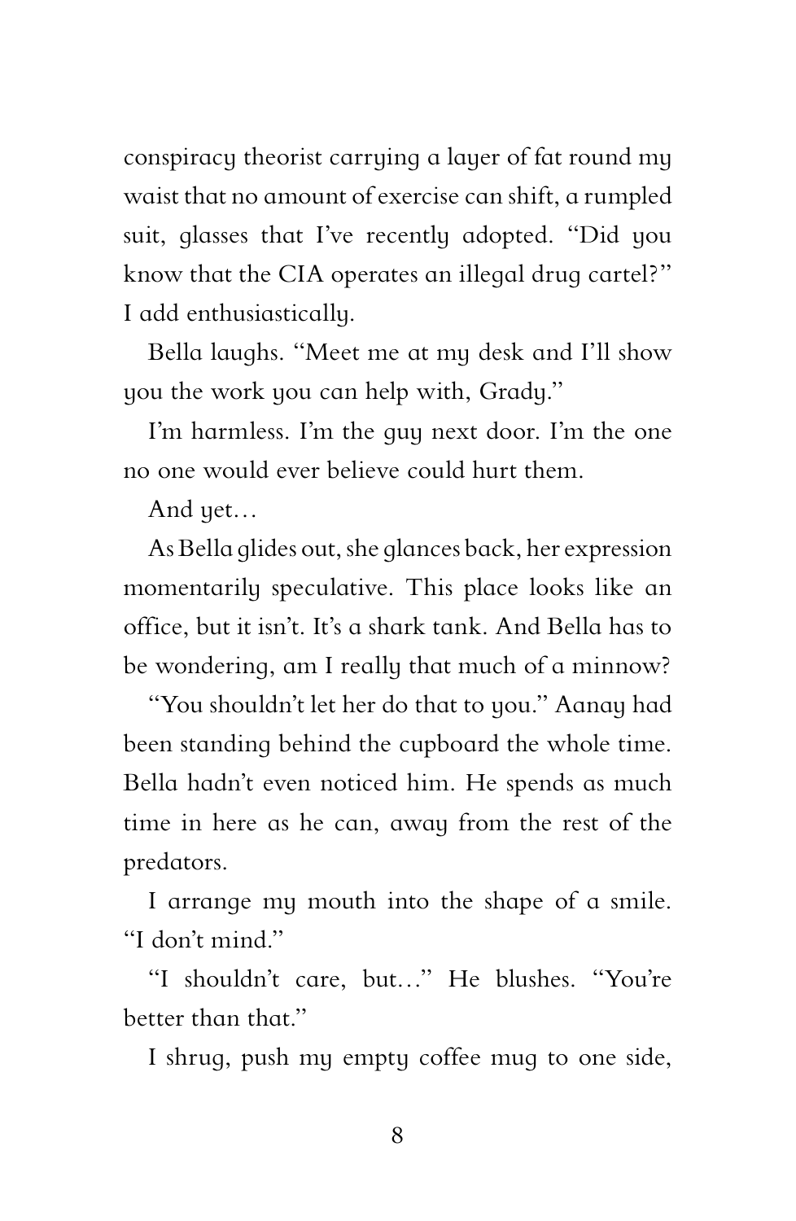conspiracy theorist carrying a layer of fat round my waist that no amount of exercise can shift, a rumpled suit, glasses that I've recently adopted. "Did you know that the CIA operates an illegal drug cartel?" I add enthusiastically.

Bella laughs. "Meet me at my desk and I'll show you the work you can help with, Grady."

I'm harmless. I'm the guy next door. I'm the one no one would ever believe could hurt them.

And yet…

As Bella glides out, she glances back, her expression momentarily speculative. This place looks like an office, but it isn't. It's a shark tank. And Bella has to be wondering, am I really that much of a minnow?

"You shouldn't let her do that to you." Aanay had been standing behind the cupboard the whole time. Bella hadn't even noticed him. He spends as much time in here as he can, away from the rest of the predators.

I arrange my mouth into the shape of a smile. "I don't mind."

"I shouldn't care, but…" He blushes. "You're better than that."

I shrug, push my empty coffee mug to one side,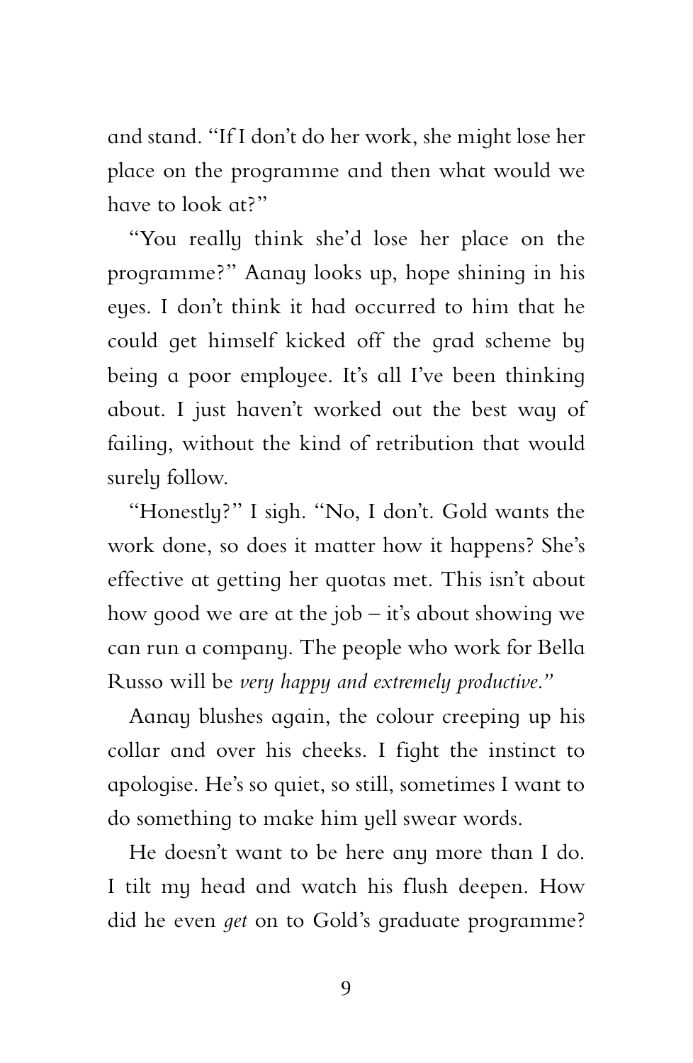and stand. "If I don't do her work, she might lose her place on the programme and then what would we have to look at?"

"You really think she'd lose her place on the programme?" Aanay looks up, hope shining in his eyes. I don't think it had occurred to him that he could get himself kicked off the grad scheme by being a poor employee. It's all I've been thinking about. I just haven't worked out the best way of failing, without the kind of retribution that would surely follow.

"Honestly?" I sigh. "No, I don't. Gold wants the work done, so does it matter how it happens? She's effective at getting her quotas met. This isn't about how good we are at the job – it's about showing we can run a company. The people who work for Bella Russo will be *very happy and extremely productive."*

Aanay blushes again, the colour creeping up his collar and over his cheeks. I fight the instinct to apologise. He's so quiet, so still, sometimes I want to do something to make him yell swear words.

He doesn't want to be here any more than I do. I tilt my head and watch his flush deepen. How did he even *get* on to Gold's graduate programme?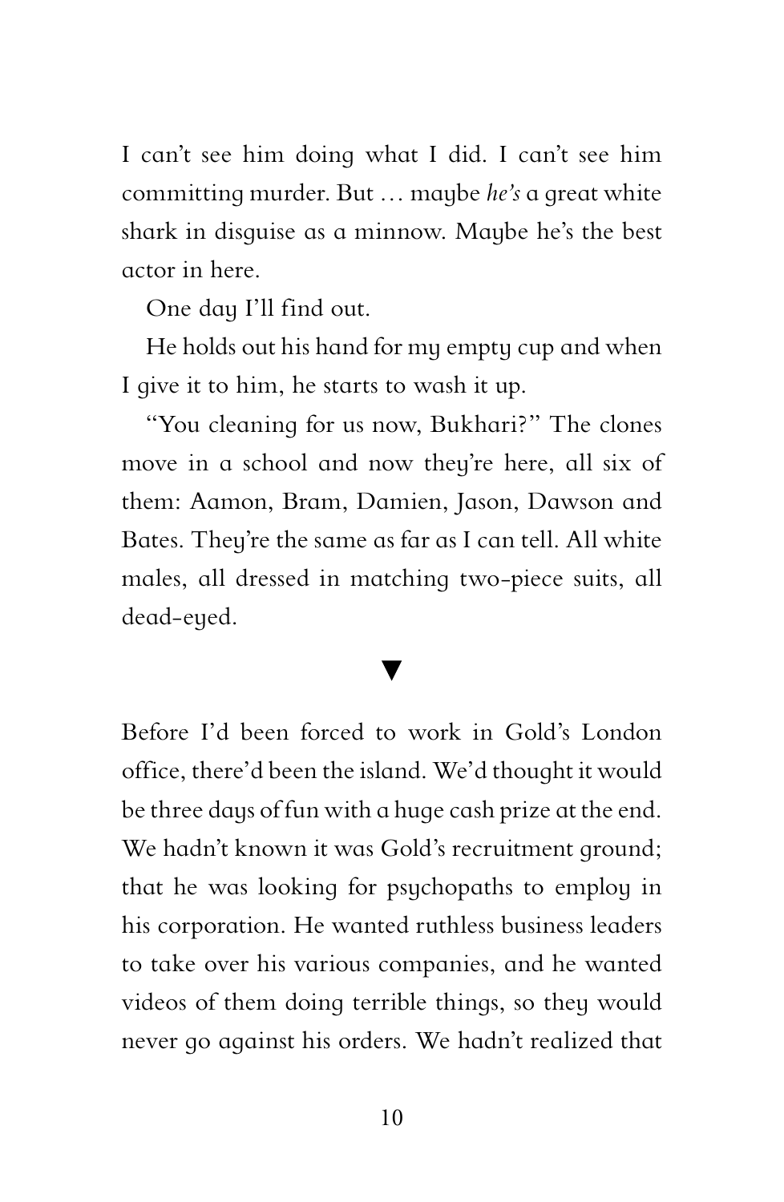I can't see him doing what I did. I can't see him committing murder. But … maybe *he's* a great white shark in disguise as a minnow. Maybe he's the best actor in here.

One day I'll find out.

He holds out his hand for my empty cup and when I give it to him, he starts to wash it up.

"You cleaning for us now, Bukhari?" The clones move in a school and now they're here, all six of them: Aamon, Bram, Damien, Jason, Dawson and Bates. They're the same as far as I can tell. All white males, all dressed in matching two-piece suits, all dead-eyed.

▼

Before I'd been forced to work in Gold's London office, there'd been the island. We'd thought it would be three days of fun with a huge cash prize at the end. We hadn't known it was Gold's recruitment ground; that he was looking for psychopaths to employ in his corporation. He wanted ruthless business leaders to take over his various companies, and he wanted videos of them doing terrible things, so they would never go against his orders. We hadn't realized that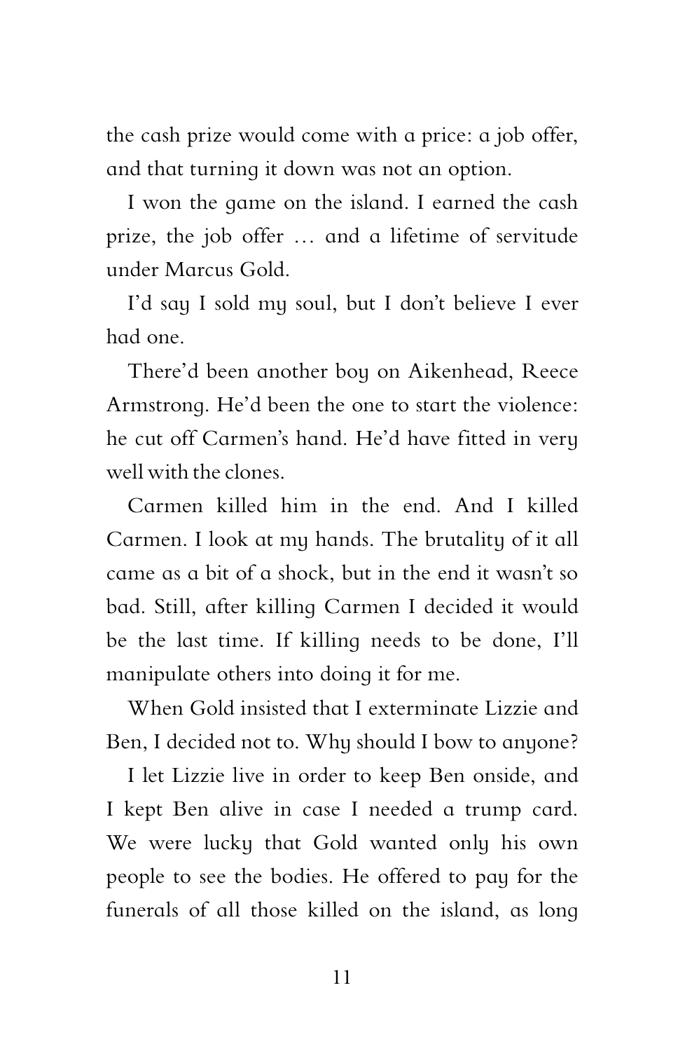the cash prize would come with a price: a job offer, and that turning it down was not an option.

I won the game on the island. I earned the cash prize, the job offer … and a lifetime of servitude under Marcus Gold.

I'd say I sold my soul, but I don't believe I ever had one.

There'd been another boy on Aikenhead, Reece Armstrong. He'd been the one to start the violence: he cut off Carmen's hand. He'd have fitted in very well with the clones.

Carmen killed him in the end. And I killed Carmen. I look at my hands. The brutality of it all came as a bit of a shock, but in the end it wasn't so bad. Still, after killing Carmen I decided it would be the last time. If killing needs to be done, I'll manipulate others into doing it for me.

When Gold insisted that I exterminate Lizzie and Ben, I decided not to. Why should I bow to anyone?

I let Lizzie live in order to keep Ben onside, and I kept Ben alive in case I needed a trump card. We were lucky that Gold wanted only his own people to see the bodies. He offered to pay for the funerals of all those killed on the island, as long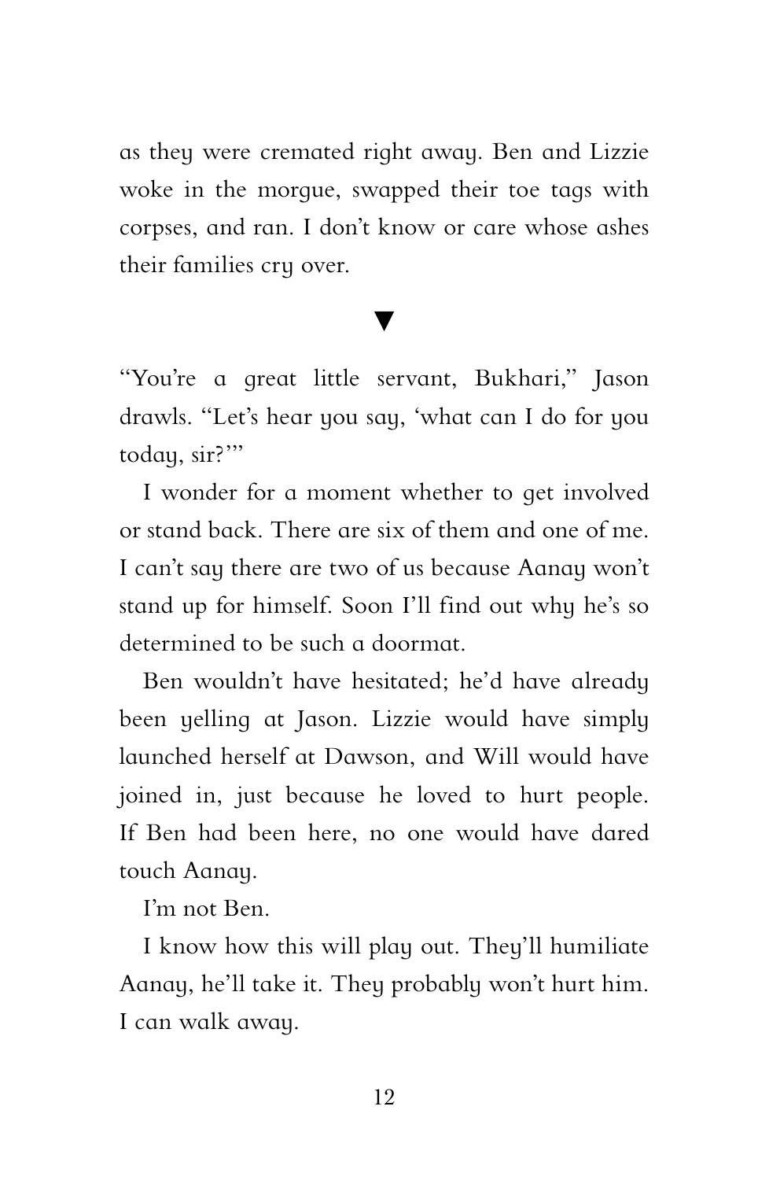as they were cremated right away. Ben and Lizzie woke in the morgue, swapped their toe tags with corpses, and ran. I don't know or care whose ashes their families cry over.

▼

"You're a great little servant, Bukhari," Jason drawls. "Let's hear you say, 'what can I do for you today, sir?'"

I wonder for a moment whether to get involved or stand back. There are six of them and one of me. I can't say there are two of us because Aanay won't stand up for himself. Soon I'll find out why he's so determined to be such a doormat.

Ben wouldn't have hesitated; he'd have already been yelling at Jason. Lizzie would have simply launched herself at Dawson, and Will would have joined in, just because he loved to hurt people. If Ben had been here, no one would have dared touch Aanay.

I'm not Ben.

I know how this will play out. They'll humiliate Aanay, he'll take it. They probably won't hurt him. I can walk away.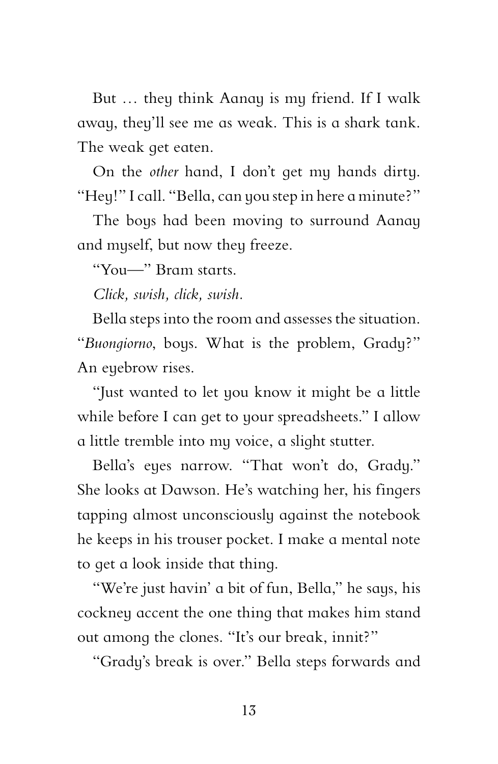But … they think Aanay is my friend. If I walk away, they'll see me as weak. This is a shark tank. The weak get eaten.

On the *other* hand, I don't get my hands dirty. "Hey!" I call. "Bella, can you step in here a minute?"

The boys had been moving to surround Aanay and myself, but now they freeze.

"You—" Bram starts.

*Click, swish, click, swish.*

Bella steps into the room and assesses the situation. "*Buongiorno*, boys. What is the problem, Grady?" An eyebrow rises.

"Just wanted to let you know it might be a little while before I can get to your spreadsheets." I allow a little tremble into my voice, a slight stutter.

Bella's eyes narrow. "That won't do, Grady." She looks at Dawson. He's watching her, his fingers tapping almost unconsciously against the notebook he keeps in his trouser pocket. I make a mental note to get a look inside that thing.

"We're just havin' a bit of fun, Bella," he says, his cockney accent the one thing that makes him stand out among the clones. "It's our break, innit?"

"Grady's break is over." Bella steps forwards and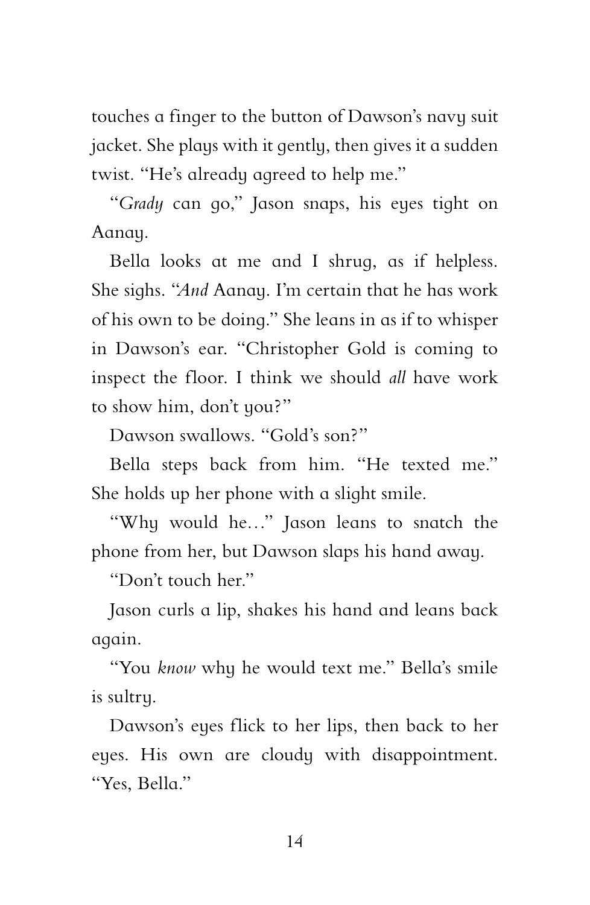touches a finger to the button of Dawson's navy suit jacket. She plays with it gently, then gives it a sudden twist. "He's already agreed to help me."

"*Grady* can go," Jason snaps, his eyes tight on Aanay.

Bella looks at me and I shrug, as if helpless. She sighs. "*And* Aanay. I'm certain that he has work of his own to be doing." She leans in as if to whisper in Dawson's ear. "Christopher Gold is coming to inspect the floor. I think we should *all* have work to show him, don't you?"

Dawson swallows. "Gold's son?"

Bella steps back from him. "He texted me." She holds up her phone with a slight smile.

"Why would he…" Jason leans to snatch the phone from her, but Dawson slaps his hand away.

"Don't touch her."

Jason curls a lip, shakes his hand and leans back again.

"You *know* why he would text me." Bella's smile is sultry.

Dawson's eyes flick to her lips, then back to her eyes. His own are cloudy with disappointment. "Yes, Bella."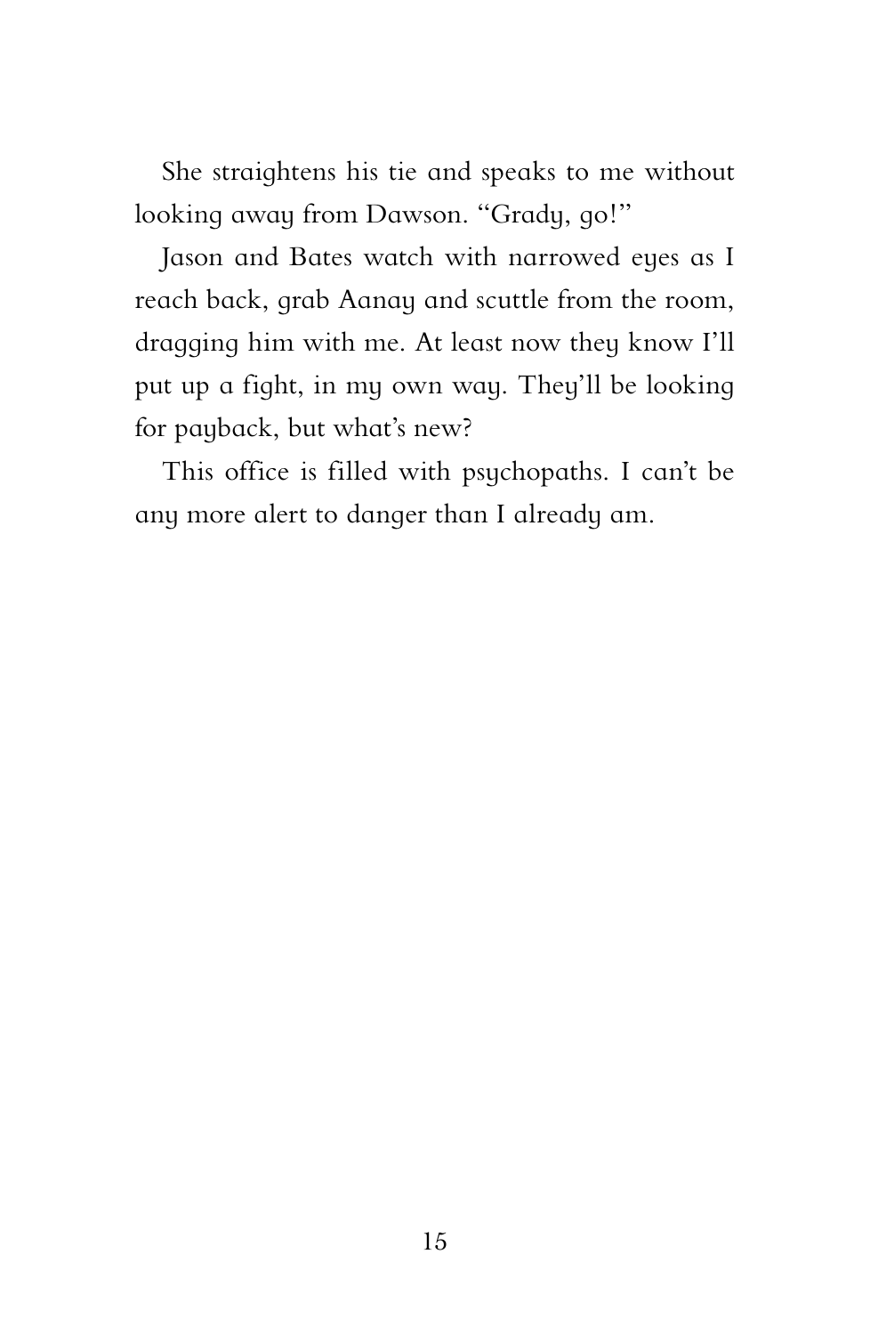She straightens his tie and speaks to me without looking away from Dawson. "Grady, go!"

Jason and Bates watch with narrowed eyes as I reach back, grab Aanay and scuttle from the room, dragging him with me. At least now they know I'll put up a fight, in my own way. They'll be looking for payback, but what's new?

This office is filled with psychopaths. I can't be any more alert to danger than I already am.